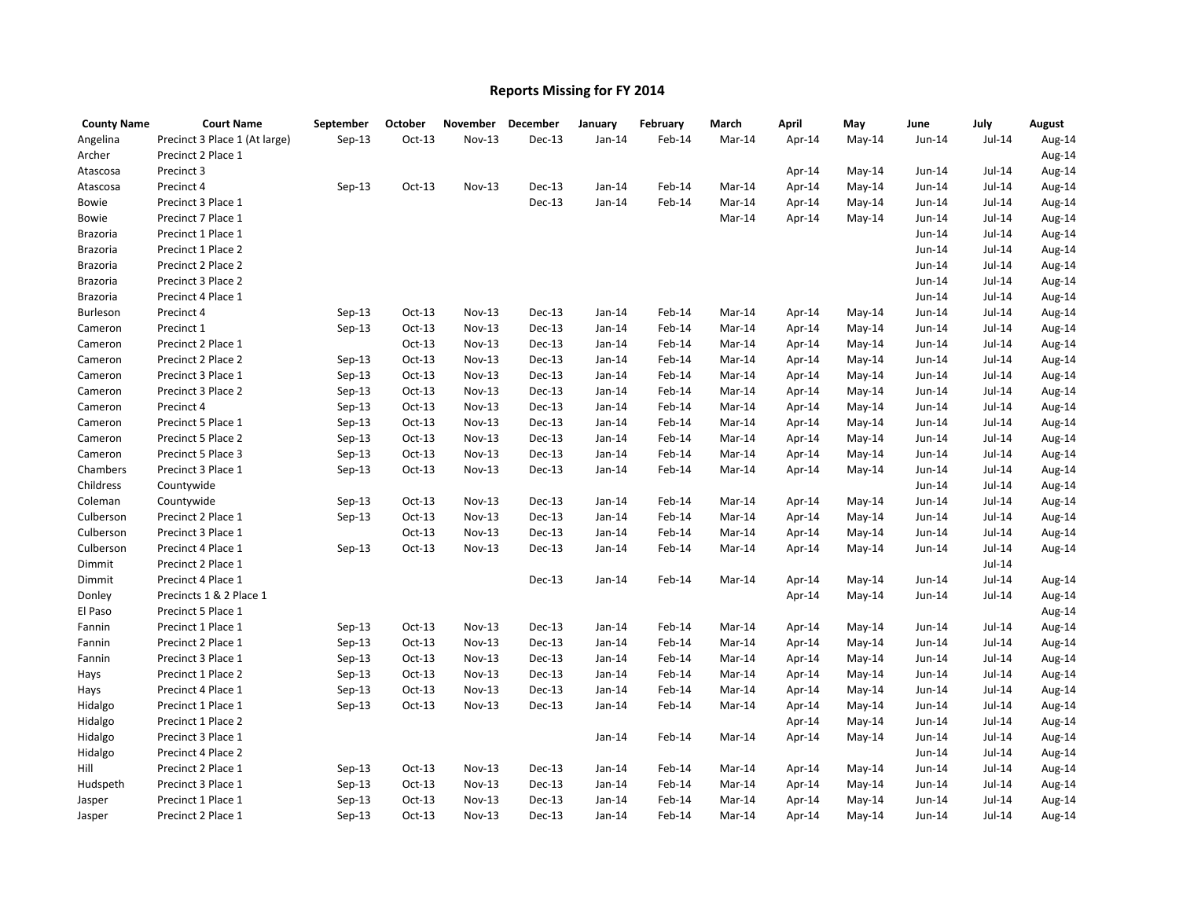# Reports Missing for FY 2014

| County Name | Court Name | September | October | November | December | January | February | March | April | May | June | July | August |
|---|---|---|---|---|---|---|---|---|---|---|---|---|---|
| Angelina | Precinct 3 Place 1 (At large) | Sep-13 | Oct-13 | Nov-13 | Dec-13 | Jan-14 | Feb-14 | Mar-14 | Apr-14 | May-14 | Jun-14 | Jul-14 | Aug-14 |
| Archer | Precinct 2 Place 1 | | | | | | | | | | | | Aug-14 |
| Atascosa | Precinct 3 | | | | | | | | Apr-14 | May-14 | Jun-14 | Jul-14 | Aug-14 |
| Atascosa | Precinct 4 | Sep-13 | Oct-13 | Nov-13 | Dec-13 | Jan-14 | Feb-14 | Mar-14 | Apr-14 | May-14 | Jun-14 | Jul-14 | Aug-14 |
| Bowie | Precinct 3 Place 1 | | | | Dec-13 | Jan-14 | Feb-14 | Mar-14 | Apr-14 | May-14 | Jun-14 | Jul-14 | Aug-14 |
| Bowie | Precinct 7 Place 1 | | | | | | | Mar-14 | Apr-14 | May-14 | Jun-14 | Jul-14 | Aug-14 |
| Brazoria | Precinct 1 Place 1 | | | | | | | | | | Jun-14 | Jul-14 | Aug-14 |
| Brazoria | Precinct 1 Place 2 | | | | | | | | | | Jun-14 | Jul-14 | Aug-14 |
| Brazoria | Precinct 2 Place 2 | | | | | | | | | | Jun-14 | Jul-14 | Aug-14 |
| Brazoria | Precinct 3 Place 2 | | | | | | | | | | Jun-14 | Jul-14 | Aug-14 |
| Brazoria | Precinct 4 Place 1 | | | | | | | | | | Jun-14 | Jul-14 | Aug-14 |
| Burleson | Precinct 4 | Sep-13 | Oct-13 | Nov-13 | Dec-13 | Jan-14 | Feb-14 | Mar-14 | Apr-14 | May-14 | Jun-14 | Jul-14 | Aug-14 |
| Cameron | Precinct 1 | Sep-13 | Oct-13 | Nov-13 | Dec-13 | Jan-14 | Feb-14 | Mar-14 | Apr-14 | May-14 | Jun-14 | Jul-14 | Aug-14 |
| Cameron | Precinct 2 Place 1 | | Oct-13 | Nov-13 | Dec-13 | Jan-14 | Feb-14 | Mar-14 | Apr-14 | May-14 | Jun-14 | Jul-14 | Aug-14 |
| Cameron | Precinct 2 Place 2 | Sep-13 | Oct-13 | Nov-13 | Dec-13 | Jan-14 | Feb-14 | Mar-14 | Apr-14 | May-14 | Jun-14 | Jul-14 | Aug-14 |
| Cameron | Precinct 3 Place 1 | Sep-13 | Oct-13 | Nov-13 | Dec-13 | Jan-14 | Feb-14 | Mar-14 | Apr-14 | May-14 | Jun-14 | Jul-14 | Aug-14 |
| Cameron | Precinct 3 Place 2 | Sep-13 | Oct-13 | Nov-13 | Dec-13 | Jan-14 | Feb-14 | Mar-14 | Apr-14 | May-14 | Jun-14 | Jul-14 | Aug-14 |
| Cameron | Precinct 4 | Sep-13 | Oct-13 | Nov-13 | Dec-13 | Jan-14 | Feb-14 | Mar-14 | Apr-14 | May-14 | Jun-14 | Jul-14 | Aug-14 |
| Cameron | Precinct 5 Place 1 | Sep-13 | Oct-13 | Nov-13 | Dec-13 | Jan-14 | Feb-14 | Mar-14 | Apr-14 | May-14 | Jun-14 | Jul-14 | Aug-14 |
| Cameron | Precinct 5 Place 2 | Sep-13 | Oct-13 | Nov-13 | Dec-13 | Jan-14 | Feb-14 | Mar-14 | Apr-14 | May-14 | Jun-14 | Jul-14 | Aug-14 |
| Cameron | Precinct 5 Place 3 | Sep-13 | Oct-13 | Nov-13 | Dec-13 | Jan-14 | Feb-14 | Mar-14 | Apr-14 | May-14 | Jun-14 | Jul-14 | Aug-14 |
| Chambers | Precinct 3 Place 1 | Sep-13 | Oct-13 | Nov-13 | Dec-13 | Jan-14 | Feb-14 | Mar-14 | Apr-14 | May-14 | Jun-14 | Jul-14 | Aug-14 |
| Childress | Countywide | | | | | | | | | | Jun-14 | Jul-14 | Aug-14 |
| Coleman | Countywide | Sep-13 | Oct-13 | Nov-13 | Dec-13 | Jan-14 | Feb-14 | Mar-14 | Apr-14 | May-14 | Jun-14 | Jul-14 | Aug-14 |
| Culberson | Precinct 2 Place 1 | Sep-13 | Oct-13 | Nov-13 | Dec-13 | Jan-14 | Feb-14 | Mar-14 | Apr-14 | May-14 | Jun-14 | Jul-14 | Aug-14 |
| Culberson | Precinct 3 Place 1 | | Oct-13 | Nov-13 | Dec-13 | Jan-14 | Feb-14 | Mar-14 | Apr-14 | May-14 | Jun-14 | Jul-14 | Aug-14 |
| Culberson | Precinct 4 Place 1 | Sep-13 | Oct-13 | Nov-13 | Dec-13 | Jan-14 | Feb-14 | Mar-14 | Apr-14 | May-14 | Jun-14 | Jul-14 | Aug-14 |
| Dimmit | Precinct 2 Place 1 | | | | | | | | | | | Jul-14 | |
| Dimmit | Precinct 4 Place 1 | | | | Dec-13 | Jan-14 | Feb-14 | Mar-14 | Apr-14 | May-14 | Jun-14 | Jul-14 | Aug-14 |
| Donley | Precincts 1 & 2 Place 1 | | | | | | | | Apr-14 | May-14 | Jun-14 | Jul-14 | Aug-14 |
| El Paso | Precinct 5 Place 1 | | | | | | | | | | | | Aug-14 |
| Fannin | Precinct 1 Place 1 | Sep-13 | Oct-13 | Nov-13 | Dec-13 | Jan-14 | Feb-14 | Mar-14 | Apr-14 | May-14 | Jun-14 | Jul-14 | Aug-14 |
| Fannin | Precinct 2 Place 1 | Sep-13 | Oct-13 | Nov-13 | Dec-13 | Jan-14 | Feb-14 | Mar-14 | Apr-14 | May-14 | Jun-14 | Jul-14 | Aug-14 |
| Fannin | Precinct 3 Place 1 | Sep-13 | Oct-13 | Nov-13 | Dec-13 | Jan-14 | Feb-14 | Mar-14 | Apr-14 | May-14 | Jun-14 | Jul-14 | Aug-14 |
| Hays | Precinct 1 Place 2 | Sep-13 | Oct-13 | Nov-13 | Dec-13 | Jan-14 | Feb-14 | Mar-14 | Apr-14 | May-14 | Jun-14 | Jul-14 | Aug-14 |
| Hays | Precinct 4 Place 1 | Sep-13 | Oct-13 | Nov-13 | Dec-13 | Jan-14 | Feb-14 | Mar-14 | Apr-14 | May-14 | Jun-14 | Jul-14 | Aug-14 |
| Hidalgo | Precinct 1 Place 1 | Sep-13 | Oct-13 | Nov-13 | Dec-13 | Jan-14 | Feb-14 | Mar-14 | Apr-14 | May-14 | Jun-14 | Jul-14 | Aug-14 |
| Hidalgo | Precinct 1 Place 2 | | | | | | | | Apr-14 | May-14 | Jun-14 | Jul-14 | Aug-14 |
| Hidalgo | Precinct 3 Place 1 | | | | | Jan-14 | Feb-14 | Mar-14 | Apr-14 | May-14 | Jun-14 | Jul-14 | Aug-14 |
| Hidalgo | Precinct 4 Place 2 | | | | | | | | | | Jun-14 | Jul-14 | Aug-14 |
| Hill | Precinct 2 Place 1 | Sep-13 | Oct-13 | Nov-13 | Dec-13 | Jan-14 | Feb-14 | Mar-14 | Apr-14 | May-14 | Jun-14 | Jul-14 | Aug-14 |
| Hudspeth | Precinct 3 Place 1 | Sep-13 | Oct-13 | Nov-13 | Dec-13 | Jan-14 | Feb-14 | Mar-14 | Apr-14 | May-14 | Jun-14 | Jul-14 | Aug-14 |
| Jasper | Precinct 1 Place 1 | Sep-13 | Oct-13 | Nov-13 | Dec-13 | Jan-14 | Feb-14 | Mar-14 | Apr-14 | May-14 | Jun-14 | Jul-14 | Aug-14 |
| Jasper | Precinct 2 Place 1 | Sep-13 | Oct-13 | Nov-13 | Dec-13 | Jan-14 | Feb-14 | Mar-14 | Apr-14 | May-14 | Jun-14 | Jul-14 | Aug-14 |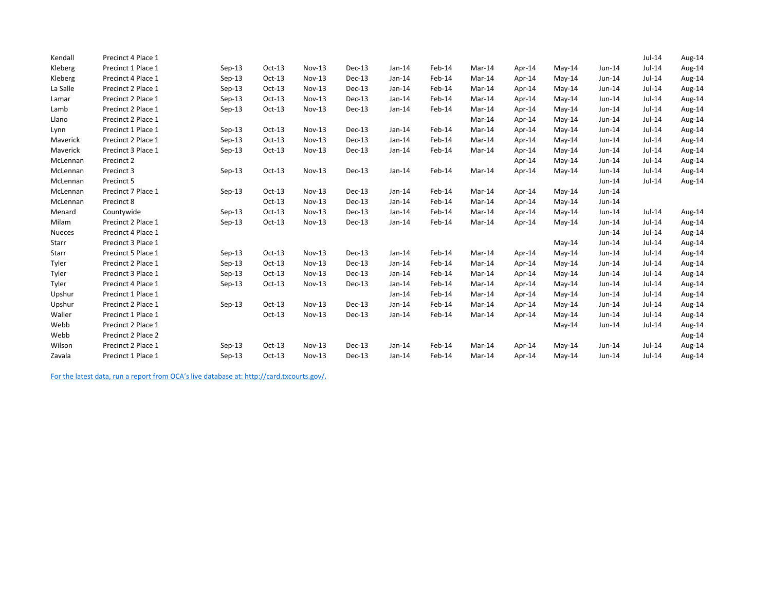| | | | | | | | | | | | | | |
|---|---|---|---|---|---|---|---|---|---|---|---|---|---|
| Kendall | Precinct 4 Place 1 | | | | | | | | | | | Jul-14 | Aug-14 |
| Kleberg | Precinct 1 Place 1 | Sep-13 | Oct-13 | Nov-13 | Dec-13 | Jan-14 | Feb-14 | Mar-14 | Apr-14 | May-14 | Jun-14 | Jul-14 | Aug-14 |
| Kleberg | Precinct 4 Place 1 | Sep-13 | Oct-13 | Nov-13 | Dec-13 | Jan-14 | Feb-14 | Mar-14 | Apr-14 | May-14 | Jun-14 | Jul-14 | Aug-14 |
| La Salle | Precinct 2 Place 1 | Sep-13 | Oct-13 | Nov-13 | Dec-13 | Jan-14 | Feb-14 | Mar-14 | Apr-14 | May-14 | Jun-14 | Jul-14 | Aug-14 |
| Lamar | Precinct 2 Place 1 | Sep-13 | Oct-13 | Nov-13 | Dec-13 | Jan-14 | Feb-14 | Mar-14 | Apr-14 | May-14 | Jun-14 | Jul-14 | Aug-14 |
| Lamb | Precinct 2 Place 1 | Sep-13 | Oct-13 | Nov-13 | Dec-13 | Jan-14 | Feb-14 | Mar-14 | Apr-14 | May-14 | Jun-14 | Jul-14 | Aug-14 |
| Llano | Precinct 2 Place 1 | | | | | | | Mar-14 | Apr-14 | May-14 | Jun-14 | Jul-14 | Aug-14 |
| Lynn | Precinct 1 Place 1 | Sep-13 | Oct-13 | Nov-13 | Dec-13 | Jan-14 | Feb-14 | Mar-14 | Apr-14 | May-14 | Jun-14 | Jul-14 | Aug-14 |
| Maverick | Precinct 2 Place 1 | Sep-13 | Oct-13 | Nov-13 | Dec-13 | Jan-14 | Feb-14 | Mar-14 | Apr-14 | May-14 | Jun-14 | Jul-14 | Aug-14 |
| Maverick | Precinct 3 Place 1 | Sep-13 | Oct-13 | Nov-13 | Dec-13 | Jan-14 | Feb-14 | Mar-14 | Apr-14 | May-14 | Jun-14 | Jul-14 | Aug-14 |
| McLennan | Precinct 2 | | | | | | | | Apr-14 | May-14 | Jun-14 | Jul-14 | Aug-14 |
| McLennan | Precinct 3 | Sep-13 | Oct-13 | Nov-13 | Dec-13 | Jan-14 | Feb-14 | Mar-14 | Apr-14 | May-14 | Jun-14 | Jul-14 | Aug-14 |
| McLennan | Precinct 5 | | | | | | | | | | Jun-14 | Jul-14 | Aug-14 |
| McLennan | Precinct 7 Place 1 | Sep-13 | Oct-13 | Nov-13 | Dec-13 | Jan-14 | Feb-14 | Mar-14 | Apr-14 | May-14 | Jun-14 | | |
| McLennan | Precinct 8 | | Oct-13 | Nov-13 | Dec-13 | Jan-14 | Feb-14 | Mar-14 | Apr-14 | May-14 | Jun-14 | | |
| Menard | Countywide | Sep-13 | Oct-13 | Nov-13 | Dec-13 | Jan-14 | Feb-14 | Mar-14 | Apr-14 | May-14 | Jun-14 | Jul-14 | Aug-14 |
| Milam | Precinct 2 Place 1 | Sep-13 | Oct-13 | Nov-13 | Dec-13 | Jan-14 | Feb-14 | Mar-14 | Apr-14 | May-14 | Jun-14 | Jul-14 | Aug-14 |
| Nueces | Precinct 4 Place 1 | | | | | | | | | | Jun-14 | Jul-14 | Aug-14 |
| Starr | Precinct 3 Place 1 | | | | | | | | | May-14 | Jun-14 | Jul-14 | Aug-14 |
| Starr | Precinct 5 Place 1 | Sep-13 | Oct-13 | Nov-13 | Dec-13 | Jan-14 | Feb-14 | Mar-14 | Apr-14 | May-14 | Jun-14 | Jul-14 | Aug-14 |
| Tyler | Precinct 2 Place 1 | Sep-13 | Oct-13 | Nov-13 | Dec-13 | Jan-14 | Feb-14 | Mar-14 | Apr-14 | May-14 | Jun-14 | Jul-14 | Aug-14 |
| Tyler | Precinct 3 Place 1 | Sep-13 | Oct-13 | Nov-13 | Dec-13 | Jan-14 | Feb-14 | Mar-14 | Apr-14 | May-14 | Jun-14 | Jul-14 | Aug-14 |
| Tyler | Precinct 4 Place 1 | Sep-13 | Oct-13 | Nov-13 | Dec-13 | Jan-14 | Feb-14 | Mar-14 | Apr-14 | May-14 | Jun-14 | Jul-14 | Aug-14 |
| Upshur | Precinct 1 Place 1 | | | | | Jan-14 | Feb-14 | Mar-14 | Apr-14 | May-14 | Jun-14 | Jul-14 | Aug-14 |
| Upshur | Precinct 2 Place 1 | Sep-13 | Oct-13 | Nov-13 | Dec-13 | Jan-14 | Feb-14 | Mar-14 | Apr-14 | May-14 | Jun-14 | Jul-14 | Aug-14 |
| Waller | Precinct 1 Place 1 | | Oct-13 | Nov-13 | Dec-13 | Jan-14 | Feb-14 | Mar-14 | Apr-14 | May-14 | Jun-14 | Jul-14 | Aug-14 |
| Webb | Precinct 2 Place 1 | | | | | | | | | May-14 | Jun-14 | Jul-14 | Aug-14 |
| Webb | Precinct 2 Place 2 | | | | | | | | | | | | Aug-14 |
| Wilson | Precinct 2 Place 1 | Sep-13 | Oct-13 | Nov-13 | Dec-13 | Jan-14 | Feb-14 | Mar-14 | Apr-14 | May-14 | Jun-14 | Jul-14 | Aug-14 |
| Zavala | Precinct 1 Place 1 | Sep-13 | Oct-13 | Nov-13 | Dec-13 | Jan-14 | Feb-14 | Mar-14 | Apr-14 | May-14 | Jun-14 | Jul-14 | Aug-14 |

For the latest data, run a report from OCA's live database at: http://card.txcourts.gov/.